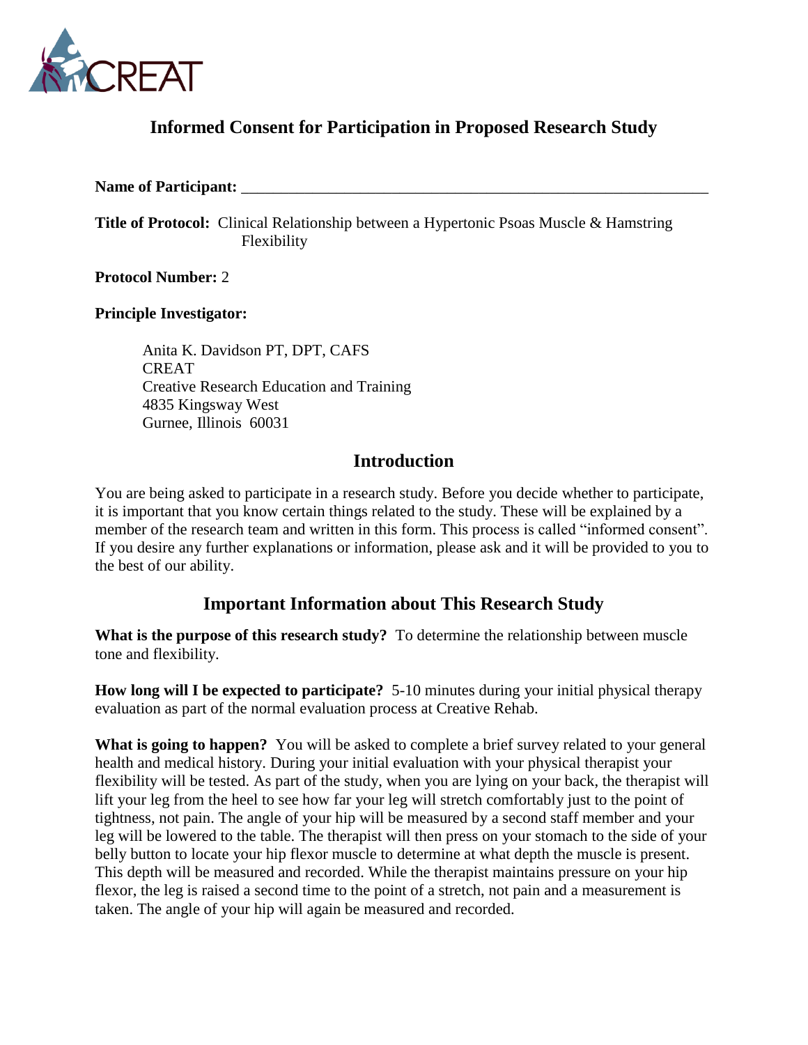# Informed Consent for Participation in Proposed Research Study

**Name of Participant:** ____________________________________________________________

**Title of Protocol:** Clinical Relationship between a Hypertonic Psoas Muscle & Hamstring Flexibility

**Protocol Number:** 2

**Principle Investigator:**

Anita K. Davidson PT, DPT, CAFS
CREAT
Creative Research Education and Training
4835 Kingsway West
Gurnee, Illinois 60031

## Introduction

You are being asked to participate in a research study. Before you decide whether to participate, it is important that you know certain things related to the study. These will be explained by a member of the research team and written in this form. This process is called "informed consent". If you desire any further explanations or information, please ask and it will be provided to you to the best of our ability.

## Important Information about This Research Study

**What is the purpose of this research study?** To determine the relationship between muscle tone and flexibility.

**How long will I be expected to participate?** 5-10 minutes during your initial physical therapy evaluation as part of the normal evaluation process at Creative Rehab.

**What is going to happen?** You will be asked to complete a brief survey related to your general health and medical history. During your initial evaluation with your physical therapist your flexibility will be tested. As part of the study, when you are lying on your back, the therapist will lift your leg from the heel to see how far your leg will stretch comfortably just to the point of tightness, not pain. The angle of your hip will be measured by a second staff member and your leg will be lowered to the table. The therapist will then press on your stomach to the side of your belly button to locate your hip flexor muscle to determine at what depth the muscle is present. This depth will be measured and recorded. While the therapist maintains pressure on your hip flexor, the leg is raised a second time to the point of a stretch, not pain and a measurement is taken. The angle of your hip will again be measured and recorded.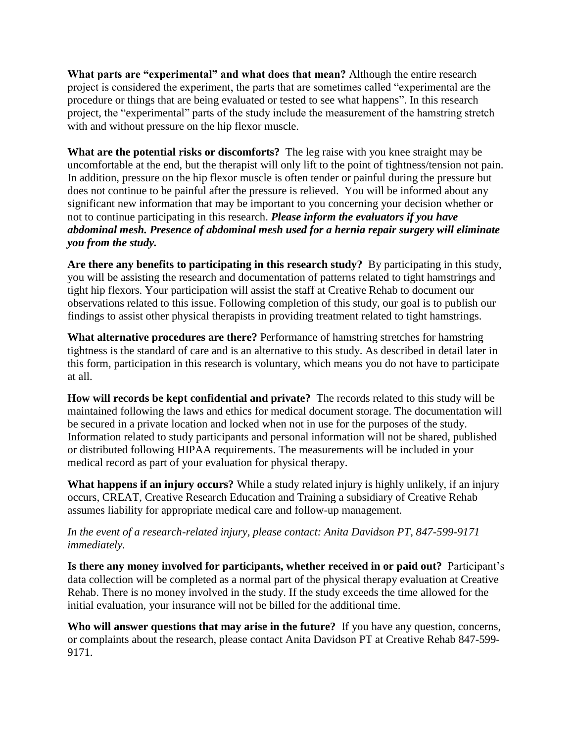**What parts are "experimental" and what does that mean?** Although the entire research project is considered the experiment, the parts that are sometimes called "experimental are the procedure or things that are being evaluated or tested to see what happens". In this research project, the "experimental" parts of the study include the measurement of the hamstring stretch with and without pressure on the hip flexor muscle.

**What are the potential risks or discomforts?** The leg raise with you knee straight may be uncomfortable at the end, but the therapist will only lift to the point of tightness/tension not pain. In addition, pressure on the hip flexor muscle is often tender or painful during the pressure but does not continue to be painful after the pressure is relieved. You will be informed about any significant new information that may be important to you concerning your decision whether or not to continue participating in this research. ***Please inform the evaluators if you have abdominal mesh. Presence of abdominal mesh used for a hernia repair surgery will eliminate you from the study.***

**Are there any benefits to participating in this research study?** By participating in this study, you will be assisting the research and documentation of patterns related to tight hamstrings and tight hip flexors. Your participation will assist the staff at Creative Rehab to document our observations related to this issue. Following completion of this study, our goal is to publish our findings to assist other physical therapists in providing treatment related to tight hamstrings.

**What alternative procedures are there?** Performance of hamstring stretches for hamstring tightness is the standard of care and is an alternative to this study. As described in detail later in this form, participation in this research is voluntary, which means you do not have to participate at all.

**How will records be kept confidential and private?** The records related to this study will be maintained following the laws and ethics for medical document storage. The documentation will be secured in a private location and locked when not in use for the purposes of the study. Information related to study participants and personal information will not be shared, published or distributed following HIPAA requirements. The measurements will be included in your medical record as part of your evaluation for physical therapy.

**What happens if an injury occurs?** While a study related injury is highly unlikely, if an injury occurs, CREAT, Creative Research Education and Training a subsidiary of Creative Rehab assumes liability for appropriate medical care and follow-up management.

*In the event of a research-related injury, please contact: Anita Davidson PT, 847-599-9171 immediately.*

**Is there any money involved for participants, whether received in or paid out?** Participant's data collection will be completed as a normal part of the physical therapy evaluation at Creative Rehab. There is no money involved in the study. If the study exceeds the time allowed for the initial evaluation, your insurance will not be billed for the additional time.

**Who will answer questions that may arise in the future?** If you have any question, concerns, or complaints about the research, please contact Anita Davidson PT at Creative Rehab 847-599-9171.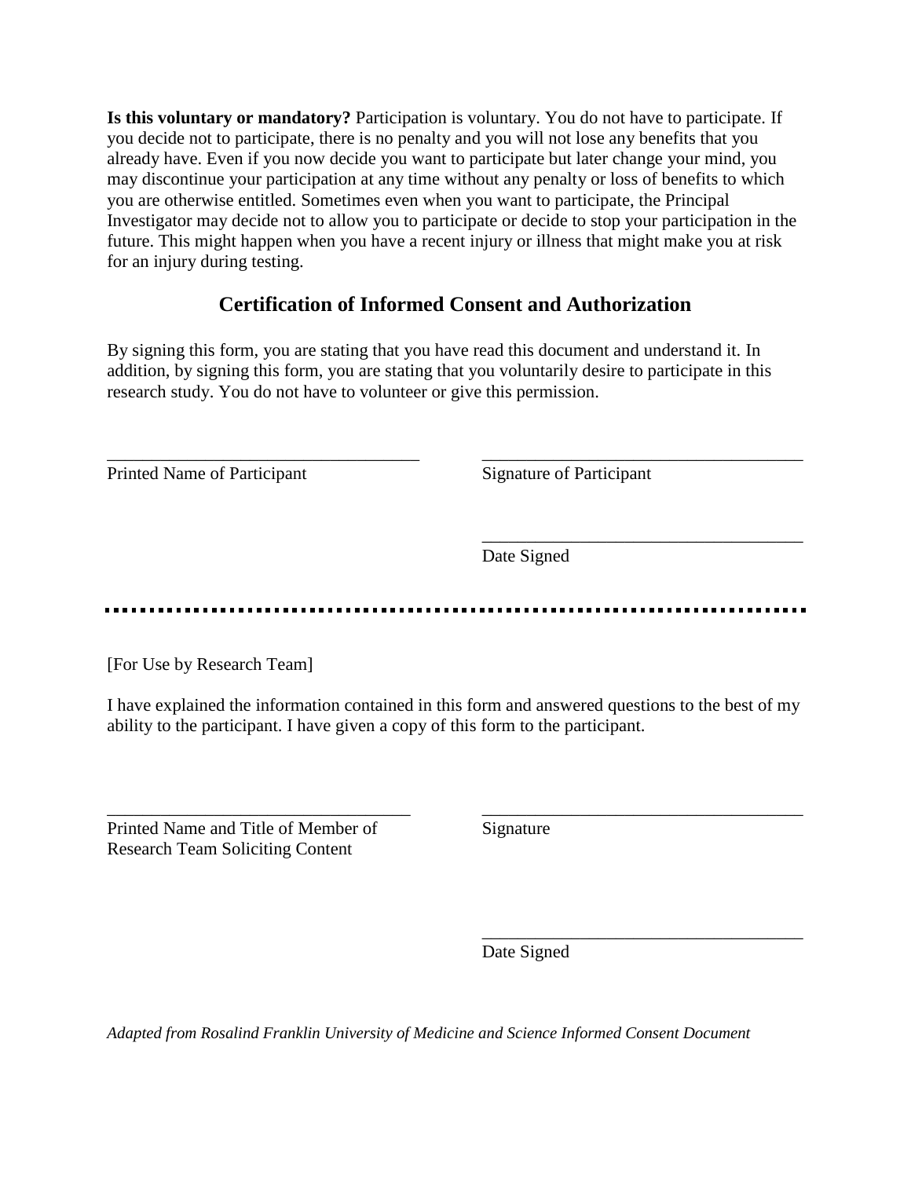**Is this voluntary or mandatory?** Participation is voluntary. You do not have to participate. If you decide not to participate, there is no penalty and you will not lose any benefits that you already have. Even if you now decide you want to participate but later change your mind, you may discontinue your participation at any time without any penalty or loss of benefits to which you are otherwise entitled. Sometimes even when you want to participate, the Principal Investigator may decide not to allow you to participate or decide to stop your participation in the future. This might happen when you have a recent injury or illness that might make you at risk for an injury during testing.

## Certification of Informed Consent and Authorization

By signing this form, you are stating that you have read this document and understand it. In addition, by signing this form, you are stating that you voluntarily desire to participate in this research study. You do not have to volunteer or give this permission.

| | |
|---|---|
| ___________________________________ | ____________________________________ |
| Printed Name of Participant | Signature of Participant |
| | ____________________________________ |
| | Date Signed |

---

[For Use by Research Team]

I have explained the information contained in this form and answered questions to the best of my ability to the participant. I have given a copy of this form to the participant.

| | |
|---|---|
| ___________________________________ | ____________________________________ |
| Printed Name and Title of Member of Research Team Soliciting Content | Signature |
| | ____________________________________ |
| | Date Signed |

*Adapted from Rosalind Franklin University of Medicine and Science Informed Consent Document*